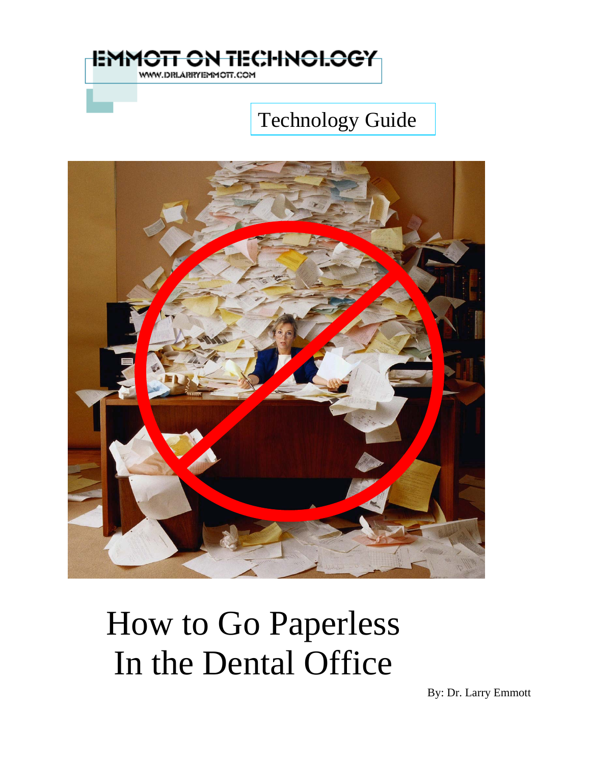EMMOTT ON TECHNOLOGY

WWW.DRLARRYEMMOTT.COM

Technology Guide

# How to Go Paperless In the Dental Office

By: Dr. Larry Emmott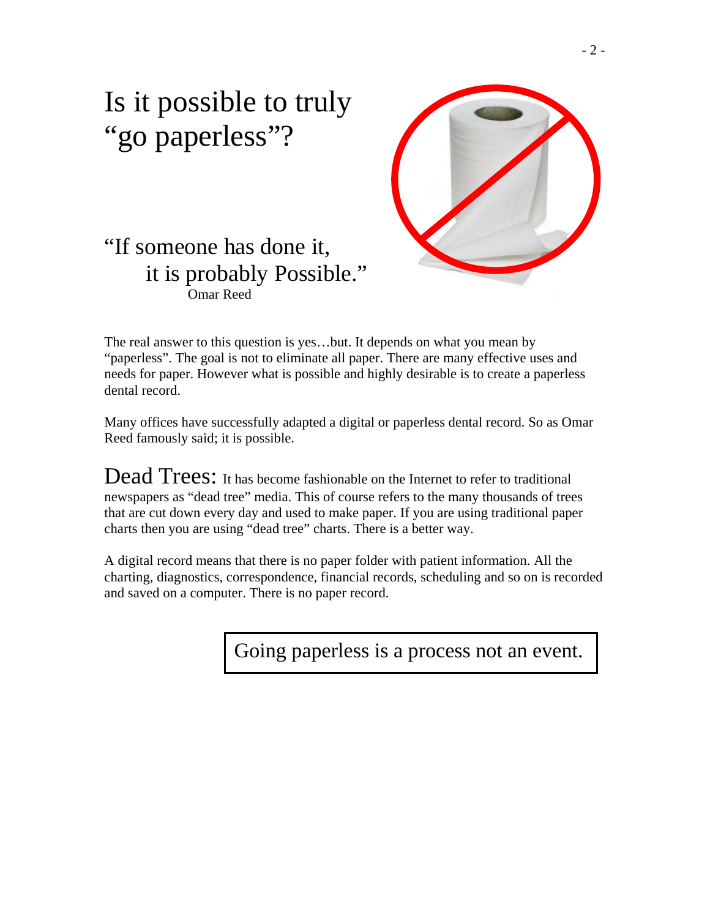# Is it possible to truly "go paperless"?

> "If someone has done it,
> it is probably Possible."
> Omar Reed

The real answer to this question is yes…but. It depends on what you mean by "paperless". The goal is not to eliminate all paper. There are many effective uses and needs for paper. However what is possible and highly desirable is to create a paperless dental record.

Many offices have successfully adapted a digital or paperless dental record. So as Omar Reed famously said; it is possible.

**Dead Trees:** It has become fashionable on the Internet to refer to traditional newspapers as "dead tree" media. This of course refers to the many thousands of trees that are cut down every day and used to make paper. If you are using traditional paper charts then you are using "dead tree" charts. There is a better way.

A digital record means that there is no paper folder with patient information. All the charting, diagnostics, correspondence, financial records, scheduling and so on is recorded and saved on a computer. There is no paper record.

| Going paperless is a process not an event. |
|---|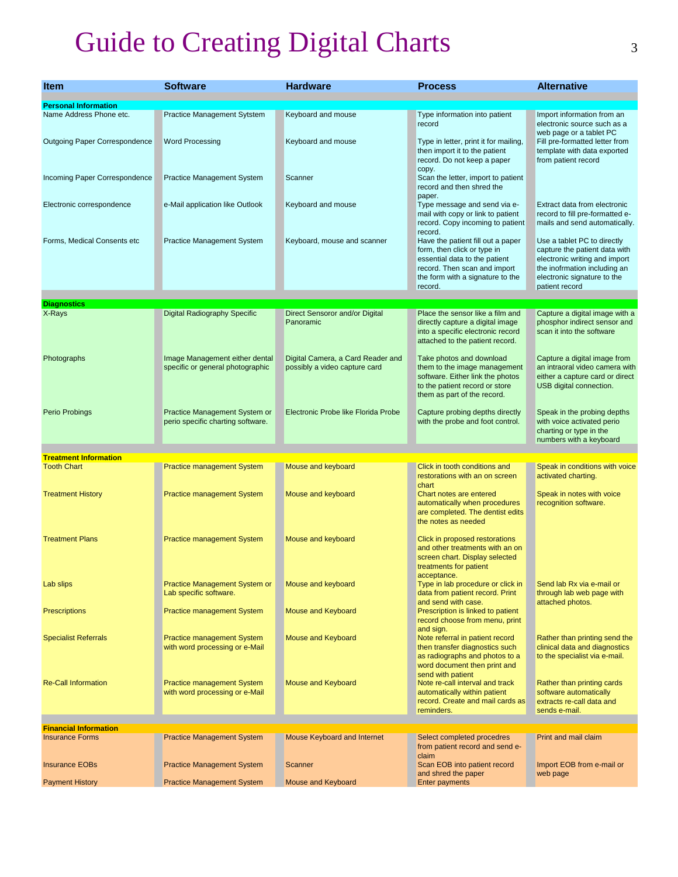# Guide to Creating Digital Charts

| Item | Software | Hardware | Process | Alternative |
|---|---|---|---|---|
| **Personal Information** | | | | |
| Name Address Phone etc. | Practice Management Sytstem | Keyboard and mouse | Type information into patient record | Import information from an electronic source such as a web page or a tablet PC |
| Outgoing Paper Correspondence | Word Processing | Keyboard and mouse | Type in letter, print it for mailing, then import it to the patient record. Do not keep a paper copy. | Fill pre-formatted letter from template with data exported from patient record |
| Incoming Paper Correspondence | Practice Management System | Scanner | Scan the letter, import to patient record and then shred the paper. | |
| Electronic correspondence | e-Mail application like Outlook | Keyboard and mouse | Type message and send via e-mail with copy or link to patient record. Copy incoming to patient record. | Extract data from electronic record to fill pre-formatted e-mails and send automatically. |
| Forms, Medical Consents etc | Practice Management System | Keyboard, mouse and scanner | Have the patient fill out a paper form, then click or type in essential data to the patient record. Then scan and import the form with a signature to the record. | Use a tablet PC to directly capture the patient data with electronic writing and import the inofrmation including an electronic signature to the patient record |
| **Diagnostics** | | | | |
| X-Rays | Digital Radiography Specific | Direct Sensoror and/or Digital Panoramic | Place the sensor like a film and directly capture a digital image into a specific electronic record attached to the patient record. | Capture a digital image with a phosphor indirect sensor and scan it into the software |
| Photographs | Image Management either dental specific or general photographic | Digital Camera, a Card Reader and possibly a video capture card | Take photos and download them to the image management software. Either link the photos to the patient record or store them as part of the record. | Capture a digital image from an intraoral video camera with either a capture card or direct USB digital connection. |
| Perio Probings | Practice Management System or perio specific charting software. | Electronic Probe like Florida Probe | Capture probing depths directly with the probe and foot control. | Speak in the probing depths with voice activated perio charting or type in the numbers with a keyboard |
| **Treatment Information** | | | | |
| Tooth Chart | Practice management System | Mouse and keyboard | Click in tooth conditions and restorations with an on screen chart | Speak in conditions with voice activated charting. |
| Treatment History | Practice management System | Mouse and keyboard | Chart notes are entered automatically when procedures are completed. The dentist edits the notes as needed | Speak in notes with voice recognition software. |
| Treatment Plans | Practice management System | Mouse and keyboard | Click in proposed restorations and other treatments with an on screen chart. Display selected treatments for patient acceptance. | |
| Lab slips | Practice Management System or Lab specific software. | Mouse and keyboard | Type in lab procedure or click in data from patient record. Print and send with case. | Send lab Rx via e-mail or through lab web page with attached photos. |
| Prescriptions | Practice management System | Mouse and Keyboard | Prescription is linked to patient record choose from menu, print and sign. | |
| Specialist Referrals | Practice management System with word processing or e-Mail | Mouse and Keyboard | Note referral in patient record then transfer diagnostics such as radiographs and photos to a word document then print and send with patient | Rather than printing send the clinical data and diagnostics to the specialist via e-mail. |
| Re-Call Information | Practice management System with word processing or e-Mail | Mouse and Keyboard | Note re-call interval and track automatically within patient record. Create and mail cards as reminders. | Rather than printing cards software automatically extracts re-call data and sends e-mail. |
| **Financial Information** | | | | |
| Insurance Forms | Practice Management System | Mouse Keyboard and Internet | Select completed procedres from patient record and send e-claim | Print and mail claim |
| Insurance EOBs | Practice Management System | Scanner | Scan EOB into patient record and shred the paper | Import EOB from e-mail or web page |
| Payment History | Practice Management System | Mouse and Keyboard | Enter payments | |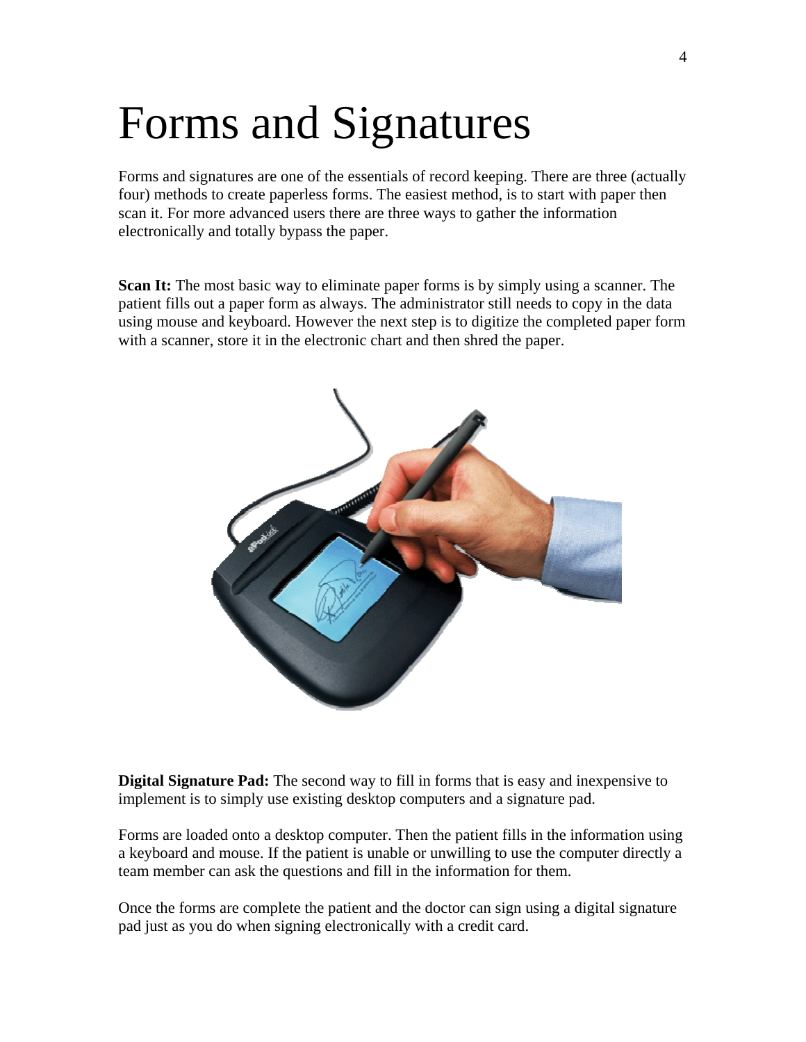# Forms and Signatures

Forms and signatures are one of the essentials of record keeping. There are three (actually four) methods to create paperless forms. The easiest method, is to start with paper then scan it. For more advanced users there are three ways to gather the information electronically and totally bypass the paper.

**Scan It:** The most basic way to eliminate paper forms is by simply using a scanner. The patient fills out a paper form as always. The administrator still needs to copy in the data using mouse and keyboard. However the next step is to digitize the completed paper form with a scanner, store it in the electronic chart and then shred the paper.

**Digital Signature Pad:** The second way to fill in forms that is easy and inexpensive to implement is to simply use existing desktop computers and a signature pad.

Forms are loaded onto a desktop computer. Then the patient fills in the information using a keyboard and mouse. If the patient is unable or unwilling to use the computer directly a team member can ask the questions and fill in the information for them.

Once the forms are complete the patient and the doctor can sign using a digital signature pad just as you do when signing electronically with a credit card.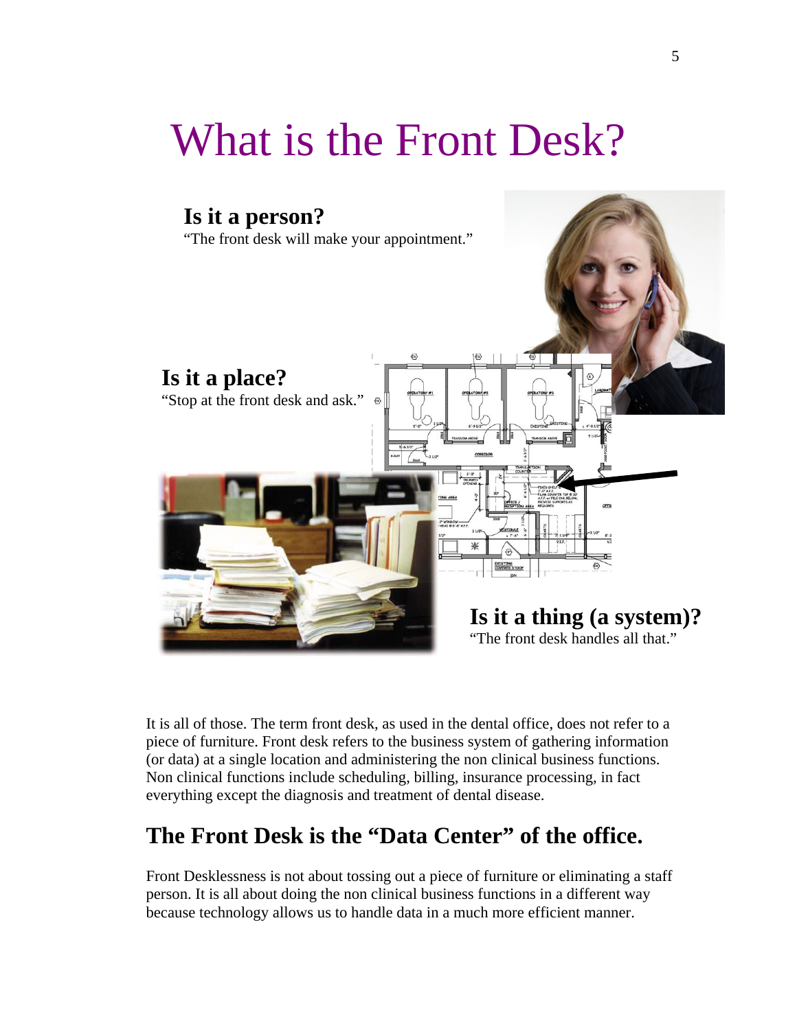# What is the Front Desk?

### Is it a person?

"The front desk will make your appointment."

### Is it a place?

"Stop at the front desk and ask."

### Is it a thing (a system)?

"The front desk handles all that."

It is all of those. The term front desk, as used in the dental office, does not refer to a piece of furniture. Front desk refers to the business system of gathering information (or data) at a single location and administering the non clinical business functions. Non clinical functions include scheduling, billing, insurance processing, in fact everything except the diagnosis and treatment of dental disease.

## The Front Desk is the "Data Center" of the office.

Front Desklessness is not about tossing out a piece of furniture or eliminating a staff person. It is all about doing the non clinical business functions in a different way because technology allows us to handle data in a much more efficient manner.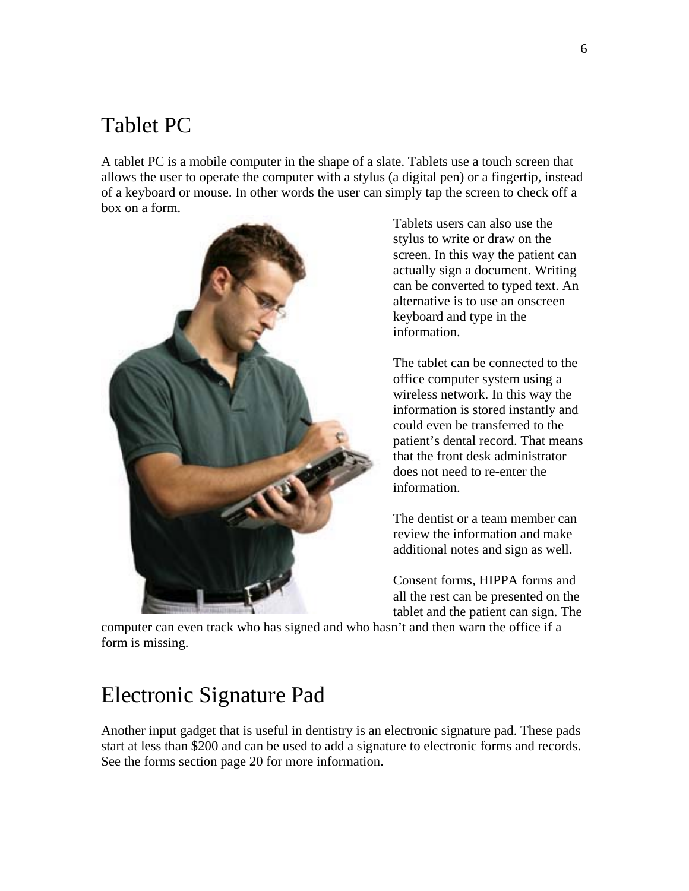# Tablet PC

A tablet PC is a mobile computer in the shape of a slate. Tablets use a touch screen that allows the user to operate the computer with a stylus (a digital pen) or a fingertip, instead of a keyboard or mouse. In other words the user can simply tap the screen to check off a box on a form.

Tablets users can also use the stylus to write or draw on the screen. In this way the patient can actually sign a document. Writing can be converted to typed text. An alternative is to use an onscreen keyboard and type in the information.

The tablet can be connected to the office computer system using a wireless network. In this way the information is stored instantly and could even be transferred to the patient's dental record. That means that the front desk administrator does not need to re-enter the information.

The dentist or a team member can review the information and make additional notes and sign as well.

Consent forms, HIPPA forms and all the rest can be presented on the tablet and the patient can sign. The computer can even track who has signed and who hasn't and then warn the office if a form is missing.

# Electronic Signature Pad

Another input gadget that is useful in dentistry is an electronic signature pad. These pads start at less than $200 and can be used to add a signature to electronic forms and records. See the forms section page 20 for more information.